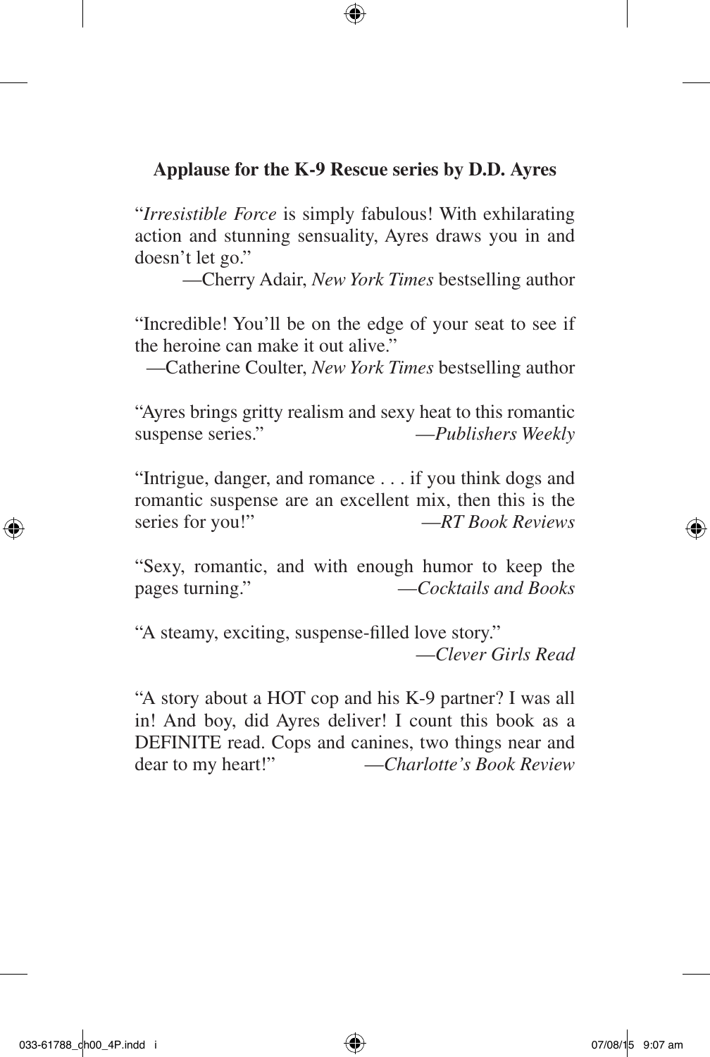**Applause for the K-9 Rescue series by D.D. Ayres**

"*Irresistible Force* is simply fabulous! With exhilarating action and stunning sensuality, Ayres draws you in and doesn't let go."

—Cherry Adair, *New York Times* bestselling author

"Incredible! You'll be on the edge of your seat to see if the heroine can make it out alive."

—Catherine Coulter, *New York Times* bestselling author

"Ayres brings gritty realism and sexy heat to this romantic suspense series." —*Publishers Weekly*

"Intrigue, danger, and romance . . . if you think dogs and romantic suspense are an excellent mix, then this is the series for you!" —*RT Book Reviews*

"Sexy, romantic, and with enough humor to keep the pages turning." —*Cocktails and Books*

"A steamy, exciting, suspense-filled love story."

—*Clever Girls Read*

"A story about a HOT cop and his K-9 partner? I was all in! And boy, did Ayres deliver! I count this book as a DEFINITE read. Cops and canines, two things near and dear to my heart!" —*Charlotte's Book Review*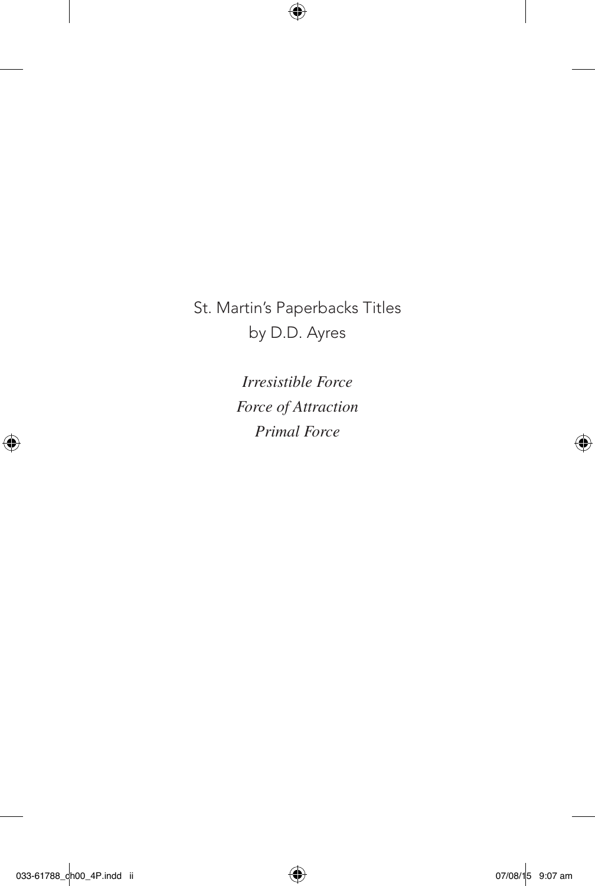St. Martin's Paperbacks Titles
by D.D. Ayres

*Irresistible Force*
*Force of Attraction*
*Primal Force*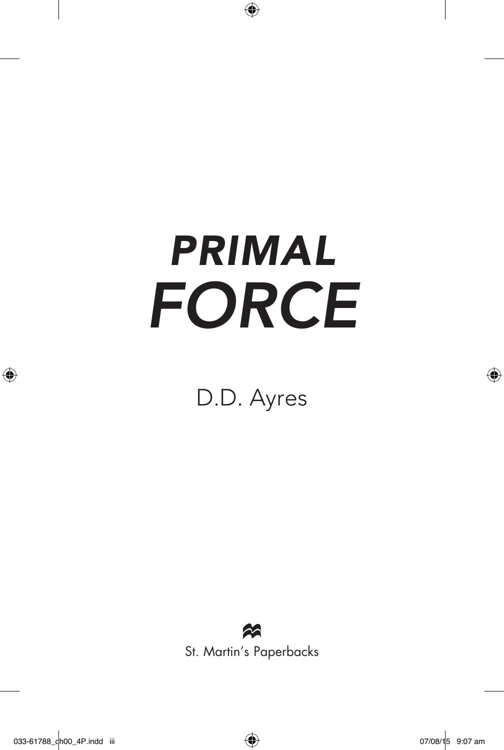# *PRIMAL FORCE*

D.D. Ayres

St. Martin's Paperbacks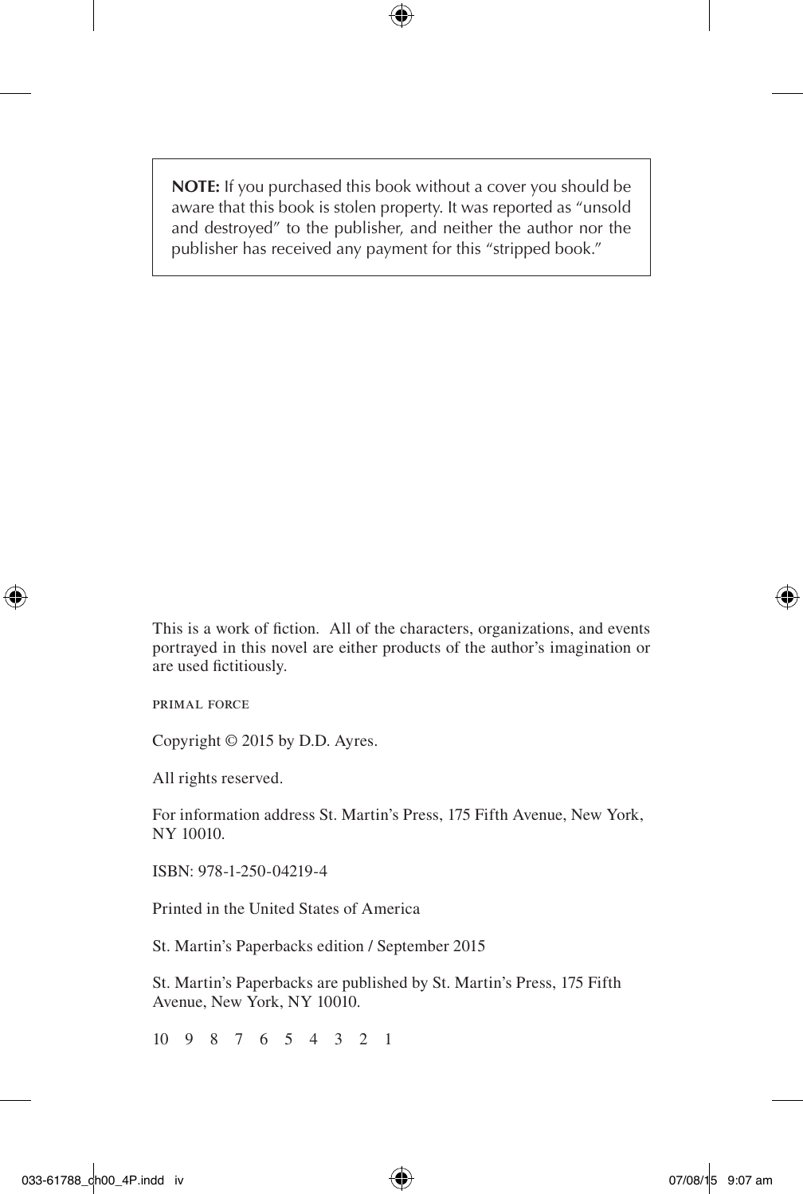**NOTE:** If you purchased this book without a cover you should be aware that this book is stolen property. It was reported as "unsold and destroyed" to the publisher, and neither the author nor the publisher has received any payment for this "stripped book."

This is a work of fiction. All of the characters, organizations, and events portrayed in this novel are either products of the author's imagination or are used fictitiously.

PRIMAL FORCE

Copyright © 2015 by D.D. Ayres.

All rights reserved.

For information address St. Martin's Press, 175 Fifth Avenue, New York, NY 10010.

ISBN: 978-1-250-04219-4

Printed in the United States of America

St. Martin's Paperbacks edition / September 2015

St. Martin's Paperbacks are published by St. Martin's Press, 175 Fifth Avenue, New York, NY 10010.

10 9 8 7 6 5 4 3 2 1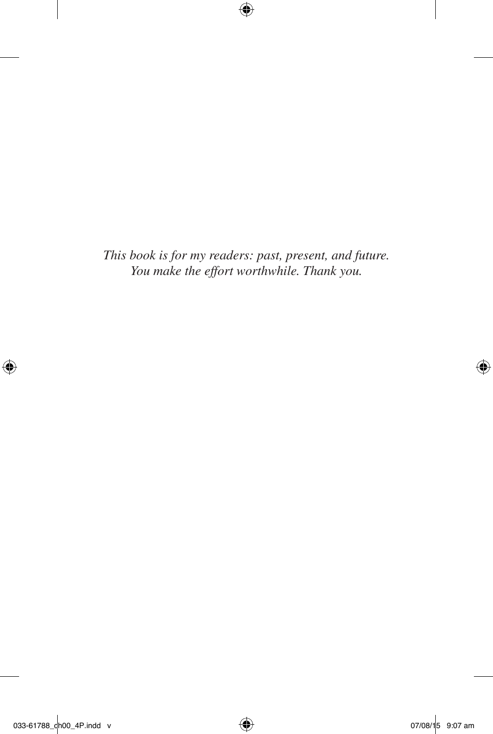*This book is for my readers: past, present, and future.*
*You make the effort worthwhile. Thank you.*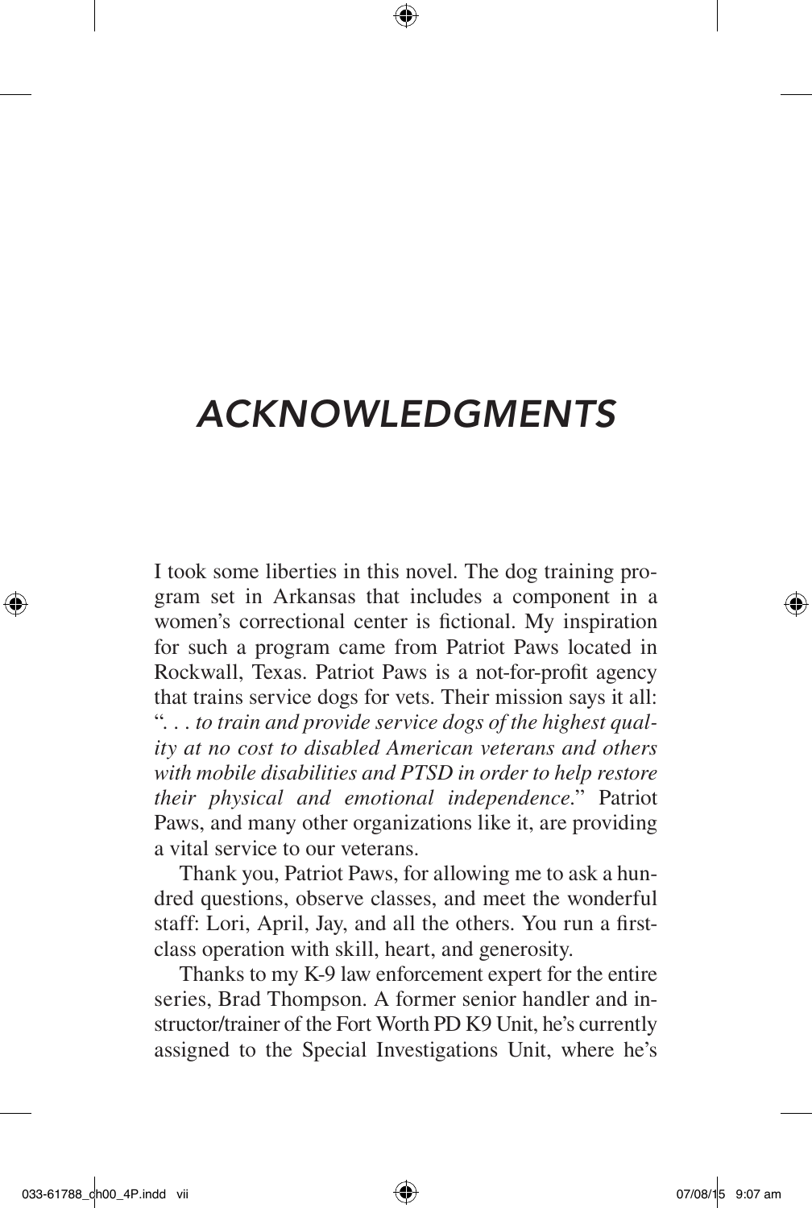# *ACKNOWLEDGMENTS*

I took some liberties in this novel. The dog training program set in Arkansas that includes a component in a women's correctional center is fictional. My inspiration for such a program came from Patriot Paws located in Rockwall, Texas. Patriot Paws is a not-for-profit agency that trains service dogs for vets. Their mission says it all: "*. . . to train and provide service dogs of the highest quality at no cost to disabled American veterans and others with mobile disabilities and PTSD in order to help restore their physical and emotional independence.*" Patriot Paws, and many other organizations like it, are providing a vital service to our veterans.

Thank you, Patriot Paws, for allowing me to ask a hundred questions, observe classes, and meet the wonderful staff: Lori, April, Jay, and all the others. You run a first-class operation with skill, heart, and generosity.

Thanks to my K-9 law enforcement expert for the entire series, Brad Thompson. A former senior handler and instructor/trainer of the Fort Worth PD K9 Unit, he's currently assigned to the Special Investigations Unit, where he's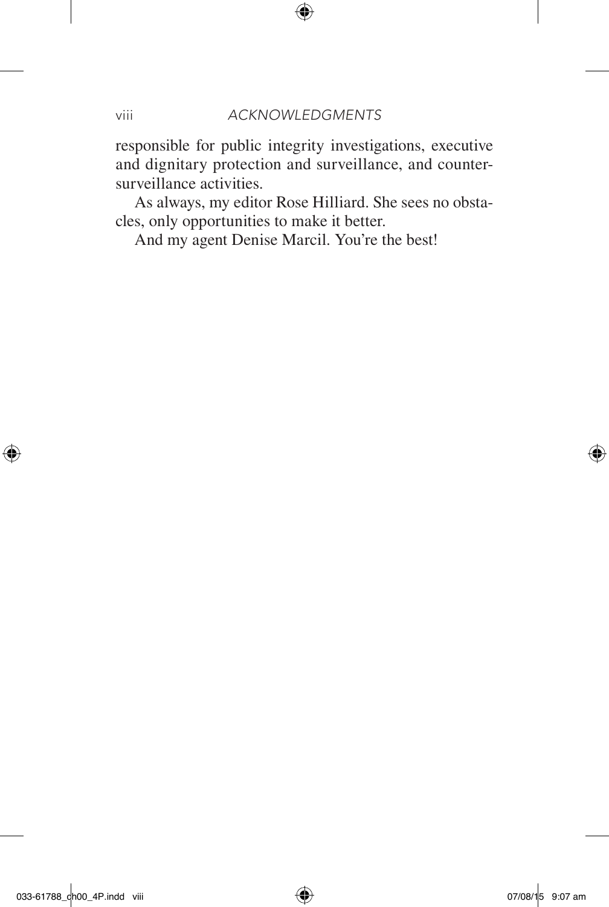responsible for public integrity investigations, executive and dignitary protection and surveillance, and counter-surveillance activities.

As always, my editor Rose Hilliard. She sees no obstacles, only opportunities to make it better.

And my agent Denise Marcil. You're the best!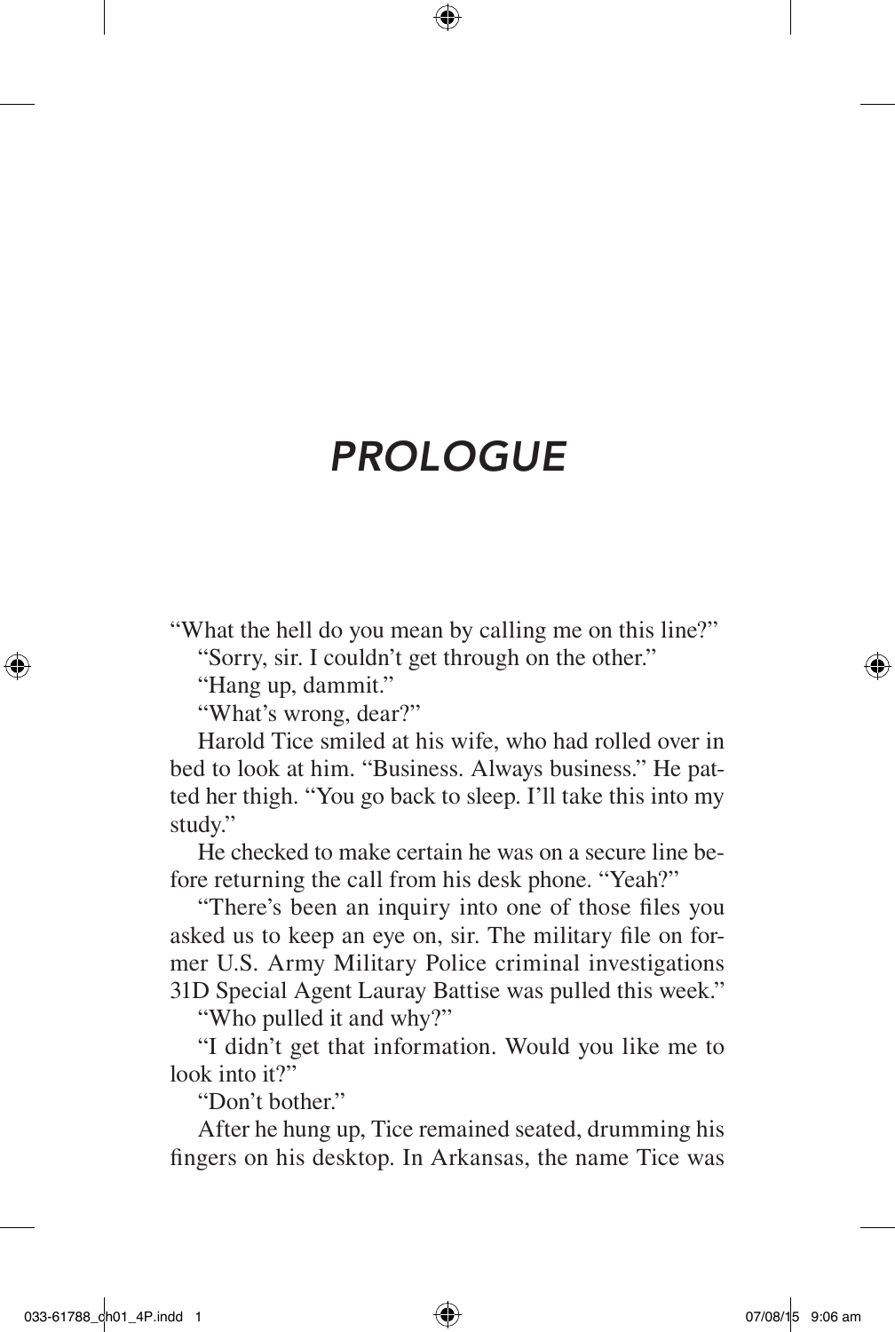# *PROLOGUE*

"What the hell do you mean by calling me on this line?"

"Sorry, sir. I couldn't get through on the other."

"Hang up, dammit."

"What's wrong, dear?"

Harold Tice smiled at his wife, who had rolled over in bed to look at him. "Business. Always business." He patted her thigh. "You go back to sleep. I'll take this into my study."

He checked to make certain he was on a secure line before returning the call from his desk phone. "Yeah?"

"There's been an inquiry into one of those files you asked us to keep an eye on, sir. The military file on former U.S. Army Military Police criminal investigations 31D Special Agent Lauray Battise was pulled this week."

"Who pulled it and why?"

"I didn't get that information. Would you like me to look into it?"

"Don't bother."

After he hung up, Tice remained seated, drumming his fingers on his desktop. In Arkansas, the name Tice was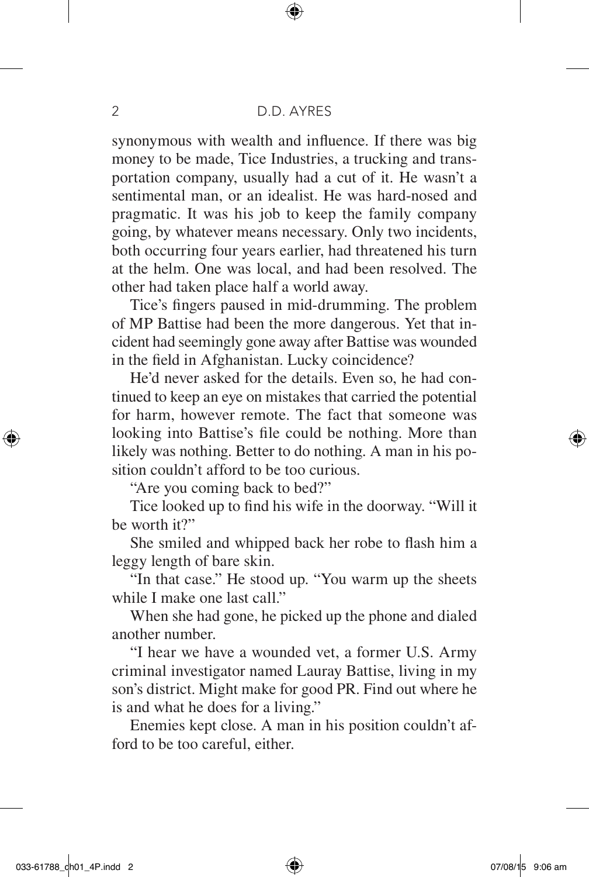synonymous with wealth and influence. If there was big money to be made, Tice Industries, a trucking and transportation company, usually had a cut of it. He wasn't a sentimental man, or an idealist. He was hard-nosed and pragmatic. It was his job to keep the family company going, by whatever means necessary. Only two incidents, both occurring four years earlier, had threatened his turn at the helm. One was local, and had been resolved. The other had taken place half a world away.

Tice's fingers paused in mid-drumming. The problem of MP Battise had been the more dangerous. Yet that incident had seemingly gone away after Battise was wounded in the field in Afghanistan. Lucky coincidence?

He'd never asked for the details. Even so, he had continued to keep an eye on mistakes that carried the potential for harm, however remote. The fact that someone was looking into Battise's file could be nothing. More than likely was nothing. Better to do nothing. A man in his position couldn't afford to be too curious.

"Are you coming back to bed?"

Tice looked up to find his wife in the doorway. "Will it be worth it?"

She smiled and whipped back her robe to flash him a leggy length of bare skin.

"In that case." He stood up. "You warm up the sheets while I make one last call."

When she had gone, he picked up the phone and dialed another number.

"I hear we have a wounded vet, a former U.S. Army criminal investigator named Lauray Battise, living in my son's district. Might make for good PR. Find out where he is and what he does for a living."

Enemies kept close. A man in his position couldn't afford to be too careful, either.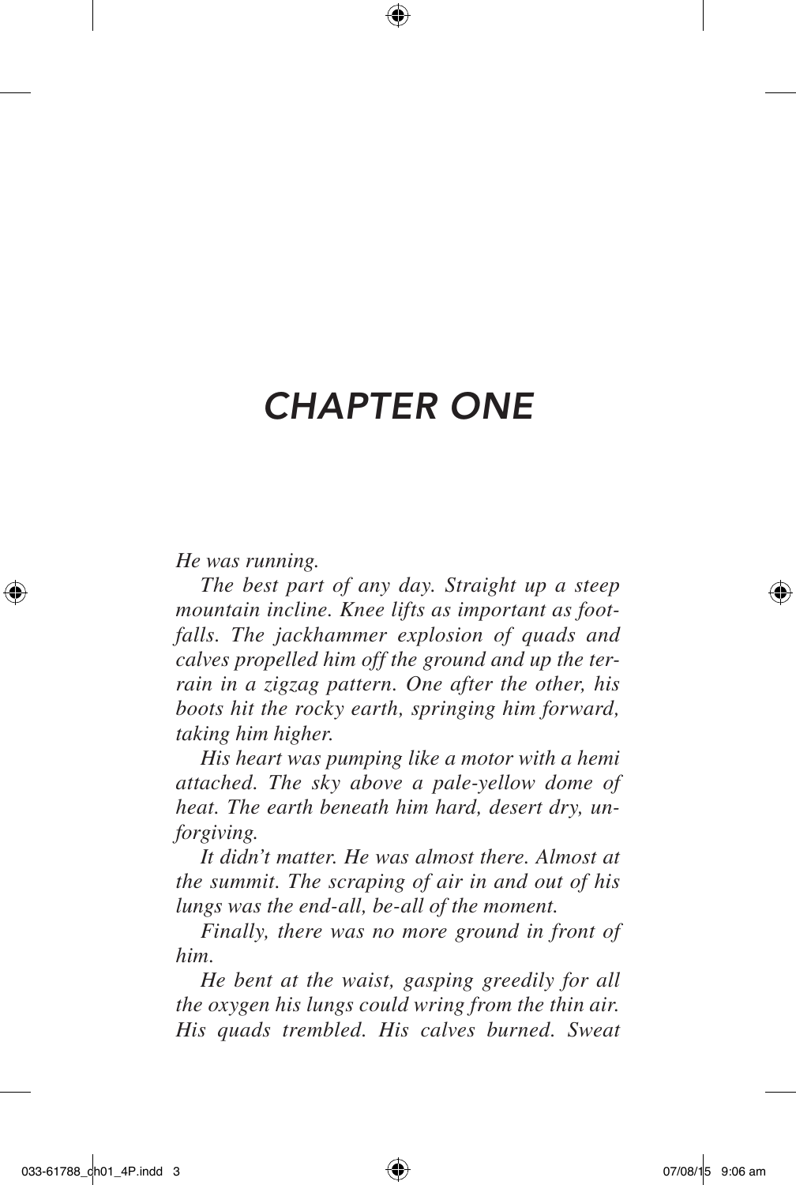# *CHAPTER ONE*

*He was running.*

*The best part of any day. Straight up a steep mountain incline. Knee lifts as important as footfalls. The jackhammer explosion of quads and calves propelled him off the ground and up the terrain in a zigzag pattern. One after the other, his boots hit the rocky earth, springing him forward, taking him higher.*

*His heart was pumping like a motor with a hemi attached. The sky above a pale-yellow dome of heat. The earth beneath him hard, desert dry, unforgiving.*

*It didn't matter. He was almost there. Almost at the summit. The scraping of air in and out of his lungs was the end-all, be-all of the moment.*

*Finally, there was no more ground in front of him.*

*He bent at the waist, gasping greedily for all the oxygen his lungs could wring from the thin air. His quads trembled. His calves burned. Sweat*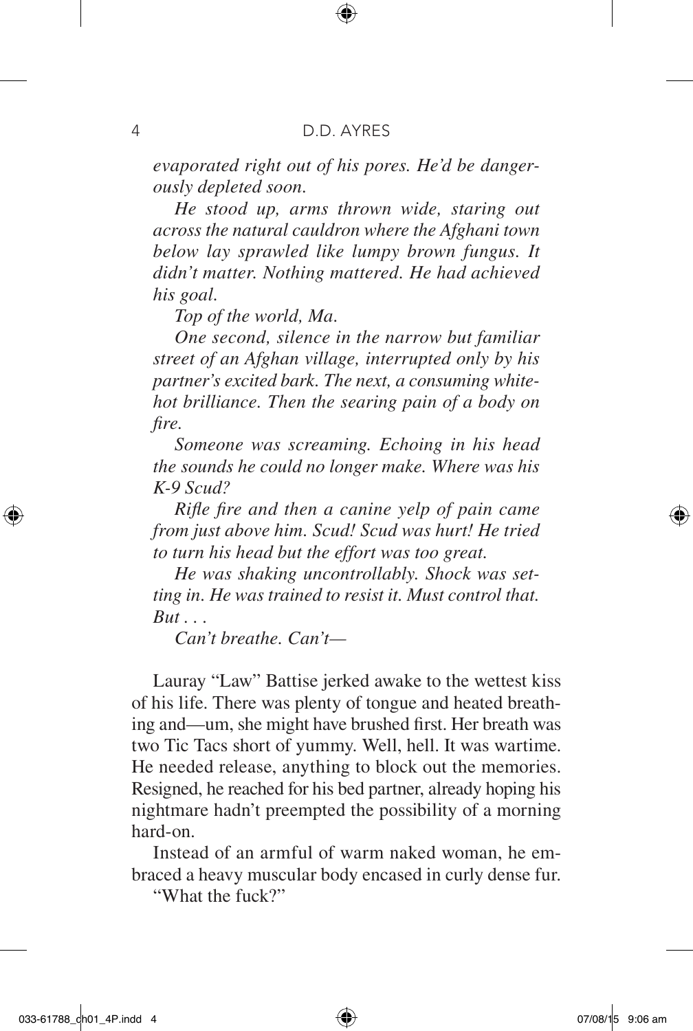*evaporated right out of his pores. He'd be dangerously depleted soon.*

*He stood up, arms thrown wide, staring out across the natural cauldron where the Afghani town below lay sprawled like lumpy brown fungus. It didn't matter. Nothing mattered. He had achieved his goal.*

*Top of the world, Ma.*

*One second, silence in the narrow but familiar street of an Afghan village, interrupted only by his partner's excited bark. The next, a consuming white-hot brilliance. Then the searing pain of a body on fire.*

*Someone was screaming. Echoing in his head the sounds he could no longer make. Where was his K-9 Scud?*

*Rifle fire and then a canine yelp of pain came from just above him. Scud! Scud was hurt! He tried to turn his head but the effort was too great.*

*He was shaking uncontrollably. Shock was setting in. He was trained to resist it. Must control that. But . . .*

*Can't breathe. Can't—*

Lauray "Law" Battise jerked awake to the wettest kiss of his life. There was plenty of tongue and heated breathing and—um, she might have brushed first. Her breath was two Tic Tacs short of yummy. Well, hell. It was wartime. He needed release, anything to block out the memories. Resigned, he reached for his bed partner, already hoping his nightmare hadn't preempted the possibility of a morning hard-on.

Instead of an armful of warm naked woman, he embraced a heavy muscular body encased in curly dense fur.

"What the fuck?"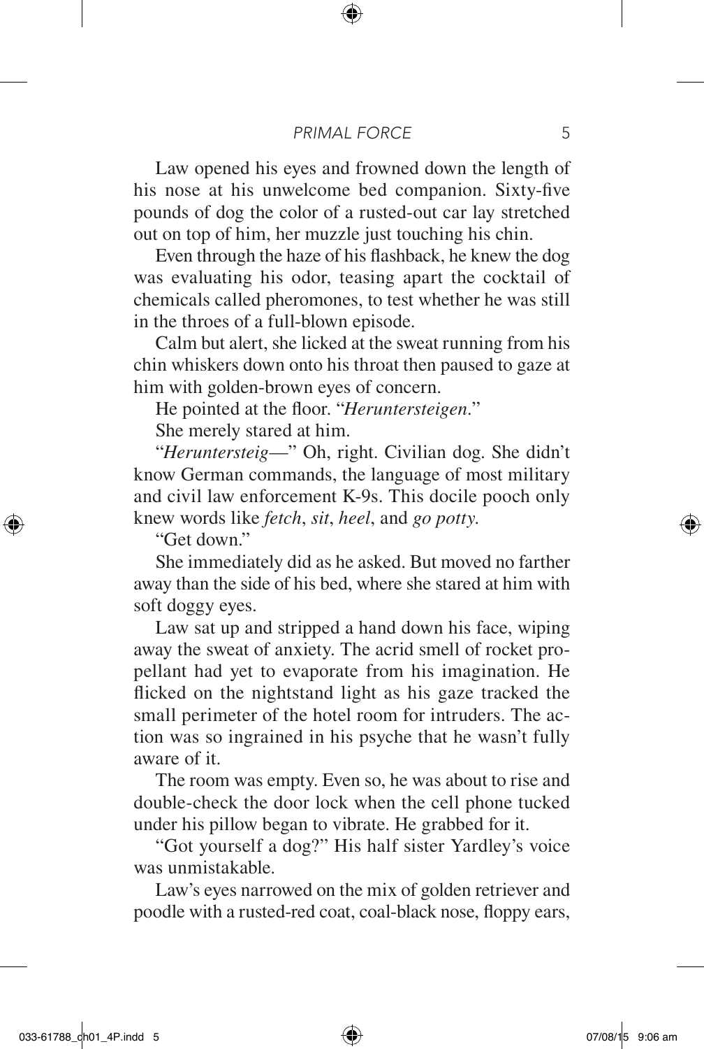Law opened his eyes and frowned down the length of his nose at his unwelcome bed companion. Sixty-five pounds of dog the color of a rusted-out car lay stretched out on top of him, her muzzle just touching his chin.

Even through the haze of his flashback, he knew the dog was evaluating his odor, teasing apart the cocktail of chemicals called pheromones, to test whether he was still in the throes of a full-blown episode.

Calm but alert, she licked at the sweat running from his chin whiskers down onto his throat then paused to gaze at him with golden-brown eyes of concern.

He pointed at the floor. "*Heruntersteigen*."

She merely stared at him.

"*Heruntersteig*—" Oh, right. Civilian dog. She didn't know German commands, the language of most military and civil law enforcement K-9s. This docile pooch only knew words like *fetch*, *sit*, *heel*, and *go potty*.

"Get down."

She immediately did as he asked. But moved no farther away than the side of his bed, where she stared at him with soft doggy eyes.

Law sat up and stripped a hand down his face, wiping away the sweat of anxiety. The acrid smell of rocket propellant had yet to evaporate from his imagination. He flicked on the nightstand light as his gaze tracked the small perimeter of the hotel room for intruders. The action was so ingrained in his psyche that he wasn't fully aware of it.

The room was empty. Even so, he was about to rise and double-check the door lock when the cell phone tucked under his pillow began to vibrate. He grabbed for it.

"Got yourself a dog?" His half sister Yardley's voice was unmistakable.

Law's eyes narrowed on the mix of golden retriever and poodle with a rusted-red coat, coal-black nose, floppy ears,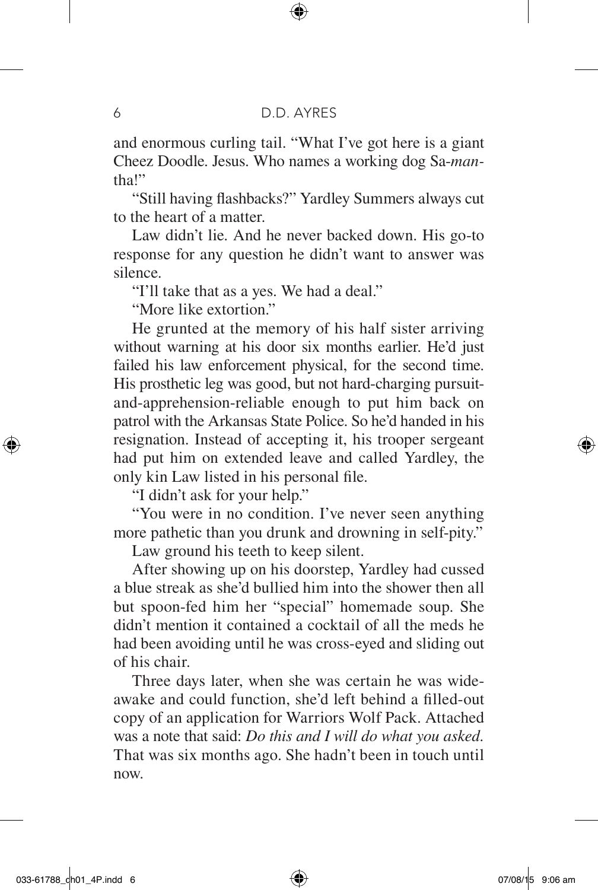and enormous curling tail. "What I've got here is a giant Cheez Doodle. Jesus. Who names a working dog Sa-*man*-tha!"

"Still having flashbacks?" Yardley Summers always cut to the heart of a matter.

Law didn't lie. And he never backed down. His go-to response for any question he didn't want to answer was silence.

"I'll take that as a yes. We had a deal."

"More like extortion."

He grunted at the memory of his half sister arriving without warning at his door six months earlier. He'd just failed his law enforcement physical, for the second time. His prosthetic leg was good, but not hard-charging pursuit-and-apprehension-reliable enough to put him back on patrol with the Arkansas State Police. So he'd handed in his resignation. Instead of accepting it, his trooper sergeant had put him on extended leave and called Yardley, the only kin Law listed in his personal file.

"I didn't ask for your help."

"You were in no condition. I've never seen anything more pathetic than you drunk and drowning in self-pity."

Law ground his teeth to keep silent.

After showing up on his doorstep, Yardley had cussed a blue streak as she'd bullied him into the shower then all but spoon-fed him her "special" homemade soup. She didn't mention it contained a cocktail of all the meds he had been avoiding until he was cross-eyed and sliding out of his chair.

Three days later, when she was certain he was wide-awake and could function, she'd left behind a filled-out copy of an application for Warriors Wolf Pack. Attached was a note that said: *Do this and I will do what you asked.* That was six months ago. She hadn't been in touch until now.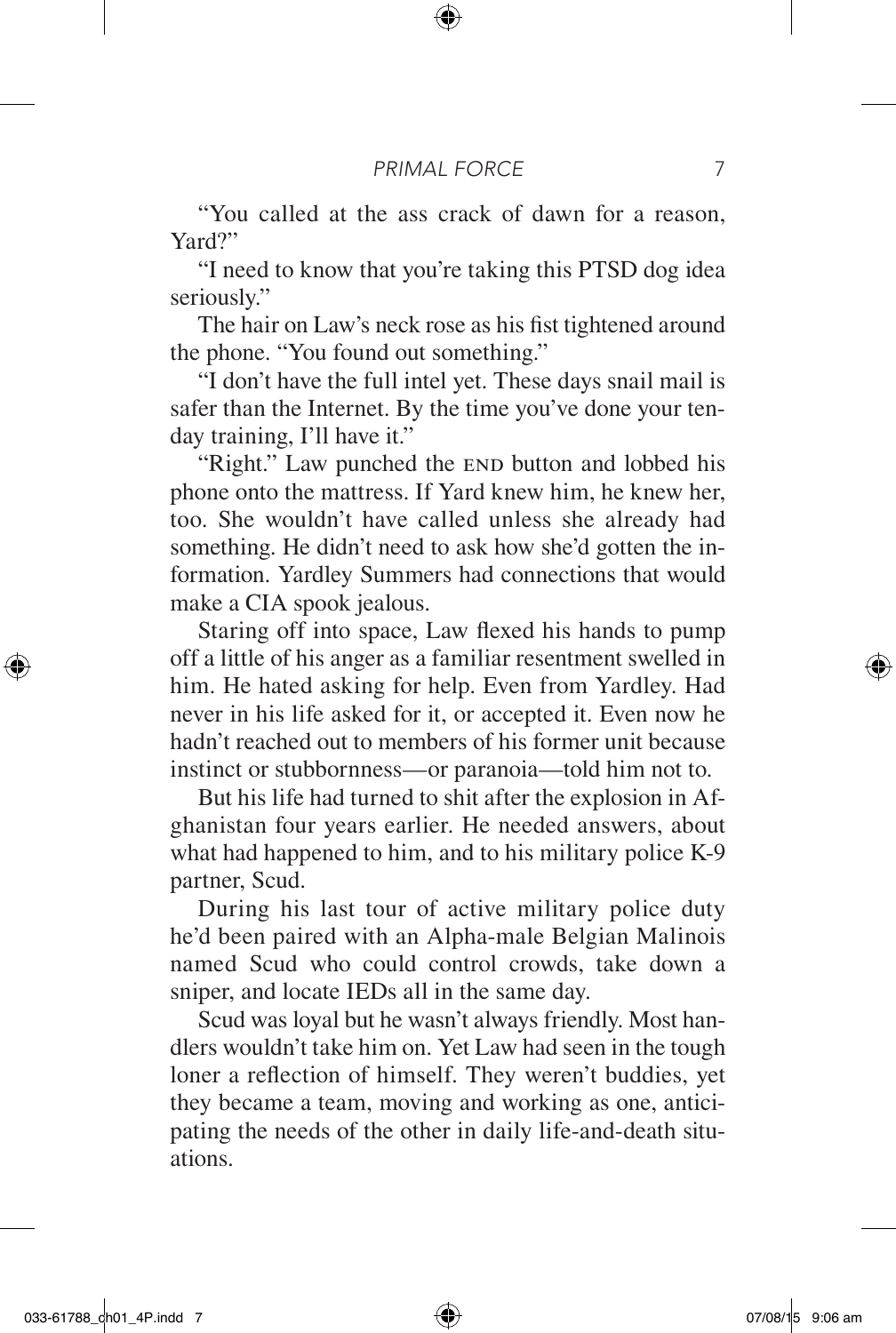"You called at the ass crack of dawn for a reason, Yard?"

"I need to know that you're taking this PTSD dog idea seriously."

The hair on Law's neck rose as his fist tightened around the phone. "You found out something."

"I don't have the full intel yet. These days snail mail is safer than the Internet. By the time you've done your ten-day training, I'll have it."

"Right." Law punched the END button and lobbed his phone onto the mattress. If Yard knew him, he knew her, too. She wouldn't have called unless she already had something. He didn't need to ask how she'd gotten the information. Yardley Summers had connections that would make a CIA spook jealous.

Staring off into space, Law flexed his hands to pump off a little of his anger as a familiar resentment swelled in him. He hated asking for help. Even from Yardley. Had never in his life asked for it, or accepted it. Even now he hadn't reached out to members of his former unit because instinct or stubbornness—or paranoia—told him not to.

But his life had turned to shit after the explosion in Afghanistan four years earlier. He needed answers, about what had happened to him, and to his military police K-9 partner, Scud.

During his last tour of active military police duty he'd been paired with an Alpha-male Belgian Malinois named Scud who could control crowds, take down a sniper, and locate IEDs all in the same day.

Scud was loyal but he wasn't always friendly. Most handlers wouldn't take him on. Yet Law had seen in the tough loner a reflection of himself. They weren't buddies, yet they became a team, moving and working as one, anticipating the needs of the other in daily life-and-death situations.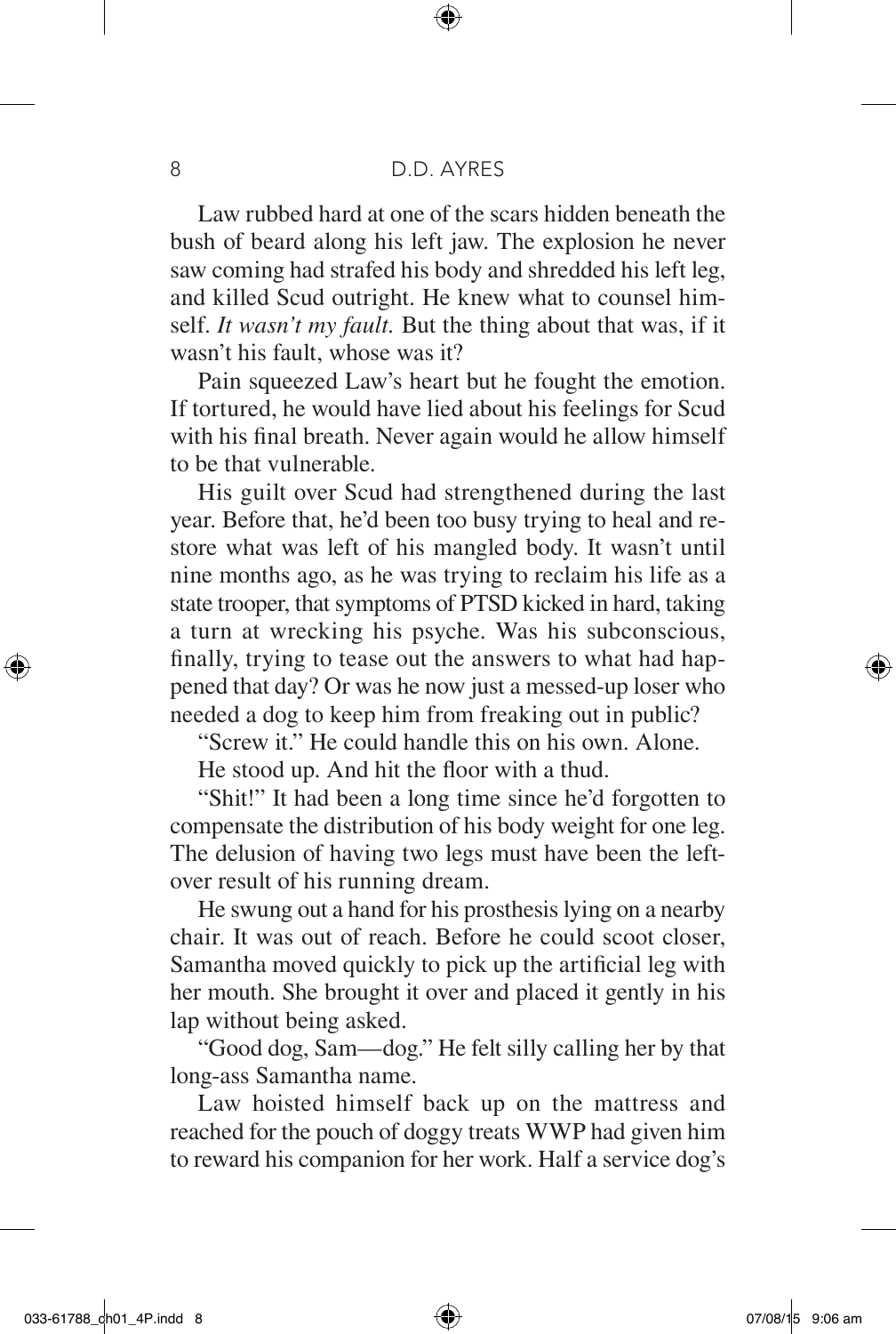Law rubbed hard at one of the scars hidden beneath the bush of beard along his left jaw. The explosion he never saw coming had strafed his body and shredded his left leg, and killed Scud outright. He knew what to counsel himself. *It wasn't my fault.* But the thing about that was, if it wasn't his fault, whose was it?

Pain squeezed Law's heart but he fought the emotion. If tortured, he would have lied about his feelings for Scud with his final breath. Never again would he allow himself to be that vulnerable.

His guilt over Scud had strengthened during the last year. Before that, he'd been too busy trying to heal and restore what was left of his mangled body. It wasn't until nine months ago, as he was trying to reclaim his life as a state trooper, that symptoms of PTSD kicked in hard, taking a turn at wrecking his psyche. Was his subconscious, finally, trying to tease out the answers to what had happened that day? Or was he now just a messed-up loser who needed a dog to keep him from freaking out in public?

"Screw it." He could handle this on his own. Alone.

He stood up. And hit the floor with a thud.

"Shit!" It had been a long time since he'd forgotten to compensate the distribution of his body weight for one leg. The delusion of having two legs must have been the leftover result of his running dream.

He swung out a hand for his prosthesis lying on a nearby chair. It was out of reach. Before he could scoot closer, Samantha moved quickly to pick up the artificial leg with her mouth. She brought it over and placed it gently in his lap without being asked.

"Good dog, Sam—dog." He felt silly calling her by that long-ass Samantha name.

Law hoisted himself back up on the mattress and reached for the pouch of doggy treats WWP had given him to reward his companion for her work. Half a service dog's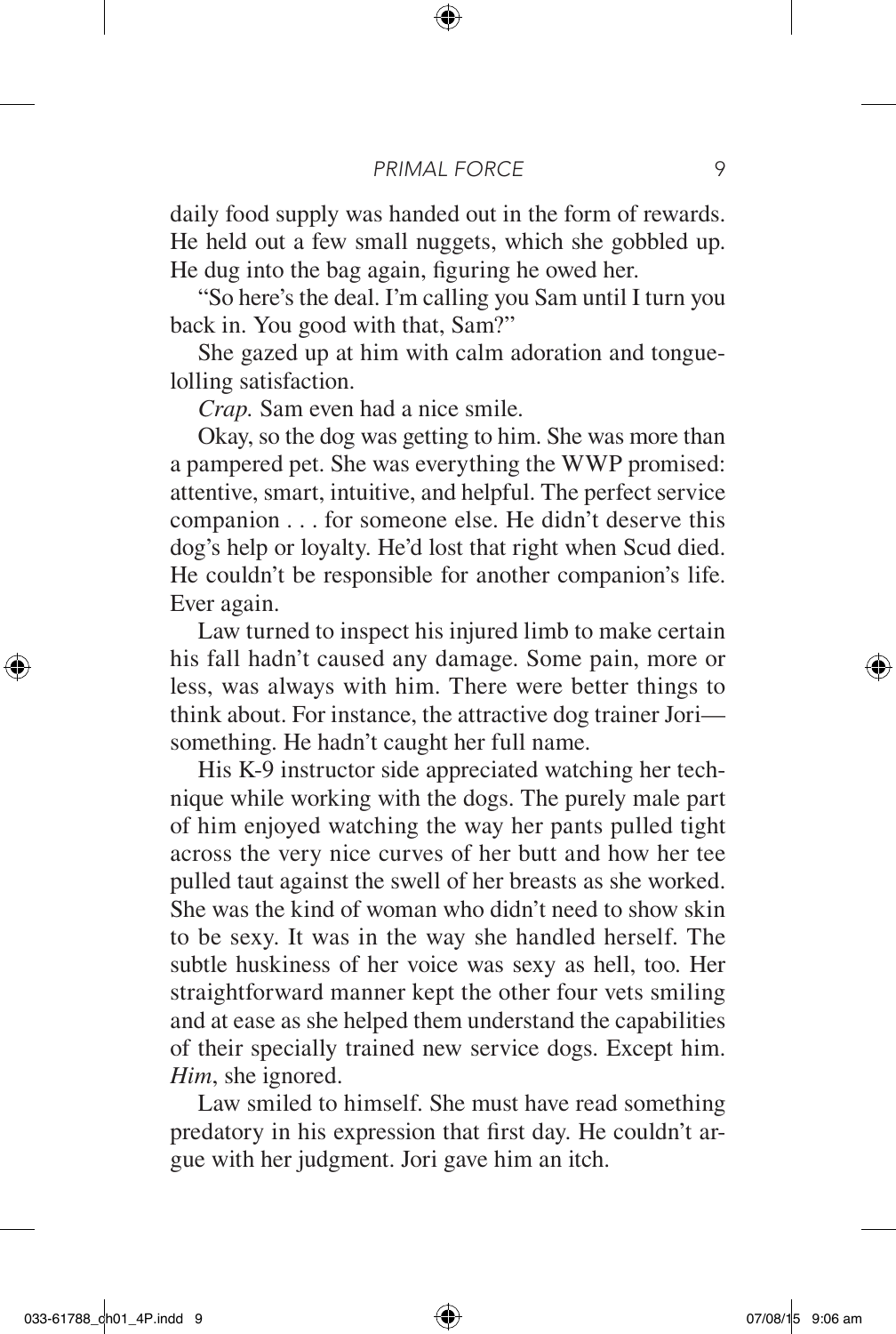daily food supply was handed out in the form of rewards. He held out a few small nuggets, which she gobbled up. He dug into the bag again, figuring he owed her.

"So here's the deal. I'm calling you Sam until I turn you back in. You good with that, Sam?"

She gazed up at him with calm adoration and tongue-lolling satisfaction.

*Crap.* Sam even had a nice smile.

Okay, so the dog was getting to him. She was more than a pampered pet. She was everything the WWP promised: attentive, smart, intuitive, and helpful. The perfect service companion . . . for someone else. He didn't deserve this dog's help or loyalty. He'd lost that right when Scud died. He couldn't be responsible for another companion's life. Ever again.

Law turned to inspect his injured limb to make certain his fall hadn't caused any damage. Some pain, more or less, was always with him. There were better things to think about. For instance, the attractive dog trainer Jori—something. He hadn't caught her full name.

His K-9 instructor side appreciated watching her technique while working with the dogs. The purely male part of him enjoyed watching the way her pants pulled tight across the very nice curves of her butt and how her tee pulled taut against the swell of her breasts as she worked. She was the kind of woman who didn't need to show skin to be sexy. It was in the way she handled herself. The subtle huskiness of her voice was sexy as hell, too. Her straightforward manner kept the other four vets smiling and at ease as she helped them understand the capabilities of their specially trained new service dogs. Except him. *Him*, she ignored.

Law smiled to himself. She must have read something predatory in his expression that first day. He couldn't argue with her judgment. Jori gave him an itch.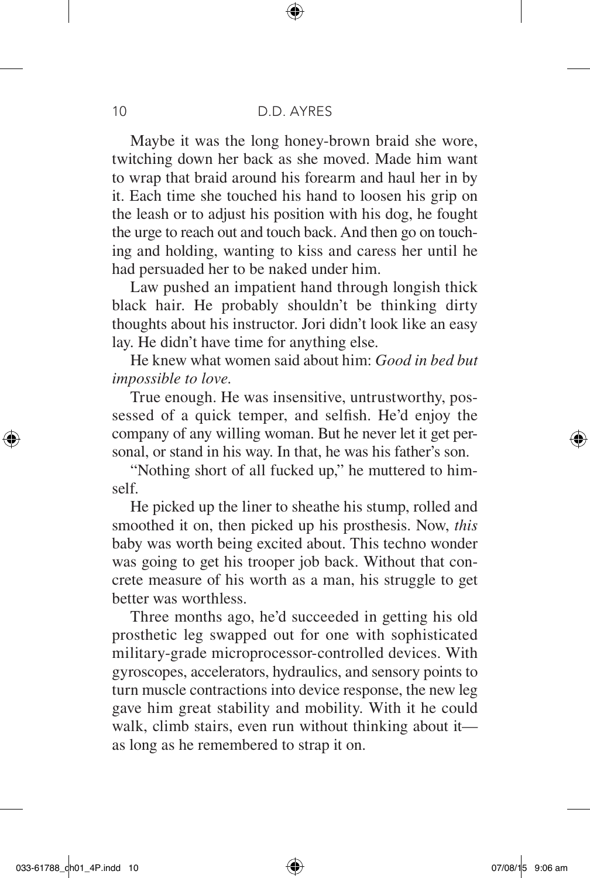Maybe it was the long honey-brown braid she wore, twitching down her back as she moved. Made him want to wrap that braid around his forearm and haul her in by it. Each time she touched his hand to loosen his grip on the leash or to adjust his position with his dog, he fought the urge to reach out and touch back. And then go on touching and holding, wanting to kiss and caress her until he had persuaded her to be naked under him.

Law pushed an impatient hand through longish thick black hair. He probably shouldn't be thinking dirty thoughts about his instructor. Jori didn't look like an easy lay. He didn't have time for anything else.

He knew what women said about him: *Good in bed but impossible to love.*

True enough. He was insensitive, untrustworthy, possessed of a quick temper, and selfish. He'd enjoy the company of any willing woman. But he never let it get personal, or stand in his way. In that, he was his father's son.

"Nothing short of all fucked up," he muttered to himself.

He picked up the liner to sheathe his stump, rolled and smoothed it on, then picked up his prosthesis. Now, *this* baby was worth being excited about. This techno wonder was going to get his trooper job back. Without that concrete measure of his worth as a man, his struggle to get better was worthless.

Three months ago, he'd succeeded in getting his old prosthetic leg swapped out for one with sophisticated military-grade microprocessor-controlled devices. With gyroscopes, accelerators, hydraulics, and sensory points to turn muscle contractions into device response, the new leg gave him great stability and mobility. With it he could walk, climb stairs, even run without thinking about it—as long as he remembered to strap it on.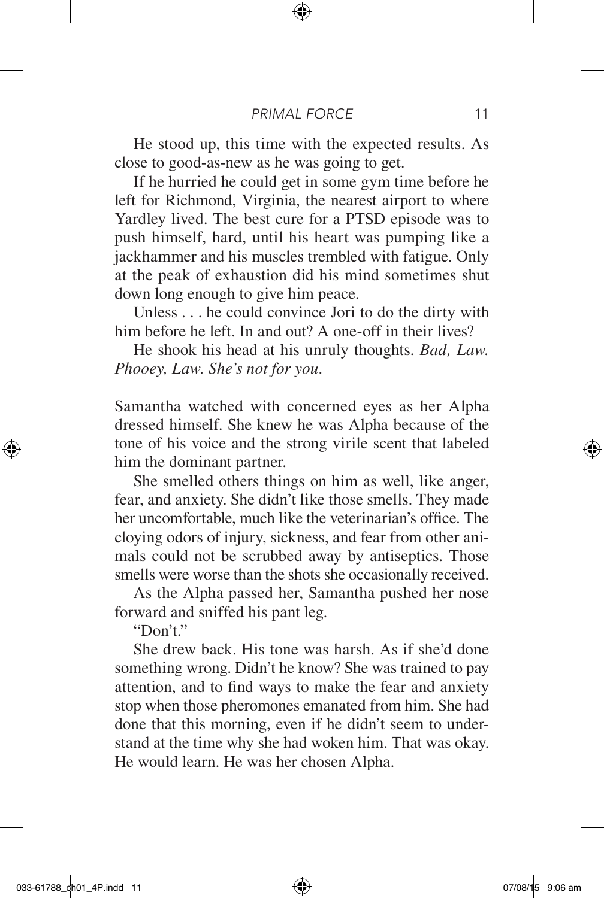He stood up, this time with the expected results. As close to good-as-new as he was going to get.

If he hurried he could get in some gym time before he left for Richmond, Virginia, the nearest airport to where Yardley lived. The best cure for a PTSD episode was to push himself, hard, until his heart was pumping like a jackhammer and his muscles trembled with fatigue. Only at the peak of exhaustion did his mind sometimes shut down long enough to give him peace.

Unless . . . he could convince Jori to do the dirty with him before he left. In and out? A one-off in their lives?

He shook his head at his unruly thoughts. *Bad, Law. Phooey, Law. She's not for you.*

Samantha watched with concerned eyes as her Alpha dressed himself. She knew he was Alpha because of the tone of his voice and the strong virile scent that labeled him the dominant partner.

She smelled others things on him as well, like anger, fear, and anxiety. She didn't like those smells. They made her uncomfortable, much like the veterinarian's office. The cloying odors of injury, sickness, and fear from other animals could not be scrubbed away by antiseptics. Those smells were worse than the shots she occasionally received.

As the Alpha passed her, Samantha pushed her nose forward and sniffed his pant leg.

"Don't."

She drew back. His tone was harsh. As if she'd done something wrong. Didn't he know? She was trained to pay attention, and to find ways to make the fear and anxiety stop when those pheromones emanated from him. She had done that this morning, even if he didn't seem to understand at the time why she had woken him. That was okay. He would learn. He was her chosen Alpha.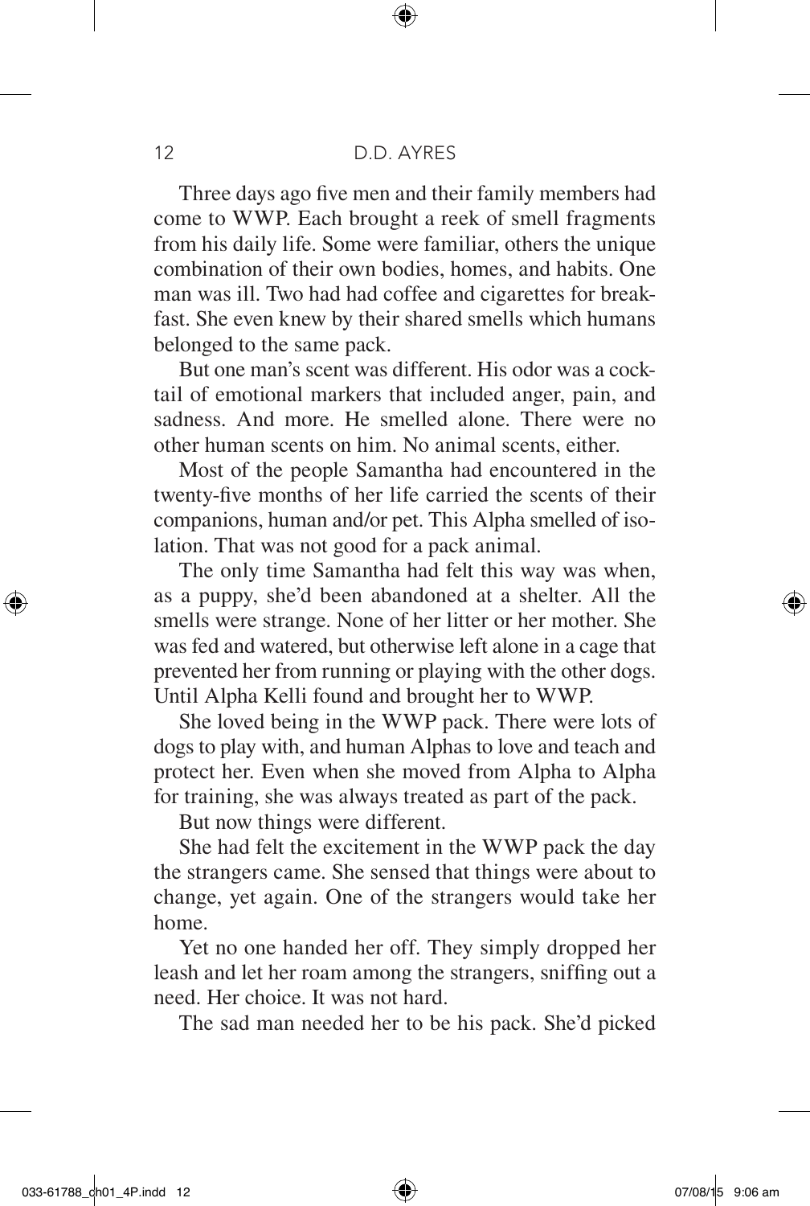Three days ago five men and their family members had come to WWP. Each brought a reek of smell fragments from his daily life. Some were familiar, others the unique combination of their own bodies, homes, and habits. One man was ill. Two had had coffee and cigarettes for breakfast. She even knew by their shared smells which humans belonged to the same pack.

But one man's scent was different. His odor was a cocktail of emotional markers that included anger, pain, and sadness. And more. He smelled alone. There were no other human scents on him. No animal scents, either.

Most of the people Samantha had encountered in the twenty-five months of her life carried the scents of their companions, human and/or pet. This Alpha smelled of isolation. That was not good for a pack animal.

The only time Samantha had felt this way was when, as a puppy, she'd been abandoned at a shelter. All the smells were strange. None of her litter or her mother. She was fed and watered, but otherwise left alone in a cage that prevented her from running or playing with the other dogs. Until Alpha Kelli found and brought her to WWP.

She loved being in the WWP pack. There were lots of dogs to play with, and human Alphas to love and teach and protect her. Even when she moved from Alpha to Alpha for training, she was always treated as part of the pack.

But now things were different.

She had felt the excitement in the WWP pack the day the strangers came. She sensed that things were about to change, yet again. One of the strangers would take her home.

Yet no one handed her off. They simply dropped her leash and let her roam among the strangers, sniffing out a need. Her choice. It was not hard.

The sad man needed her to be his pack. She'd picked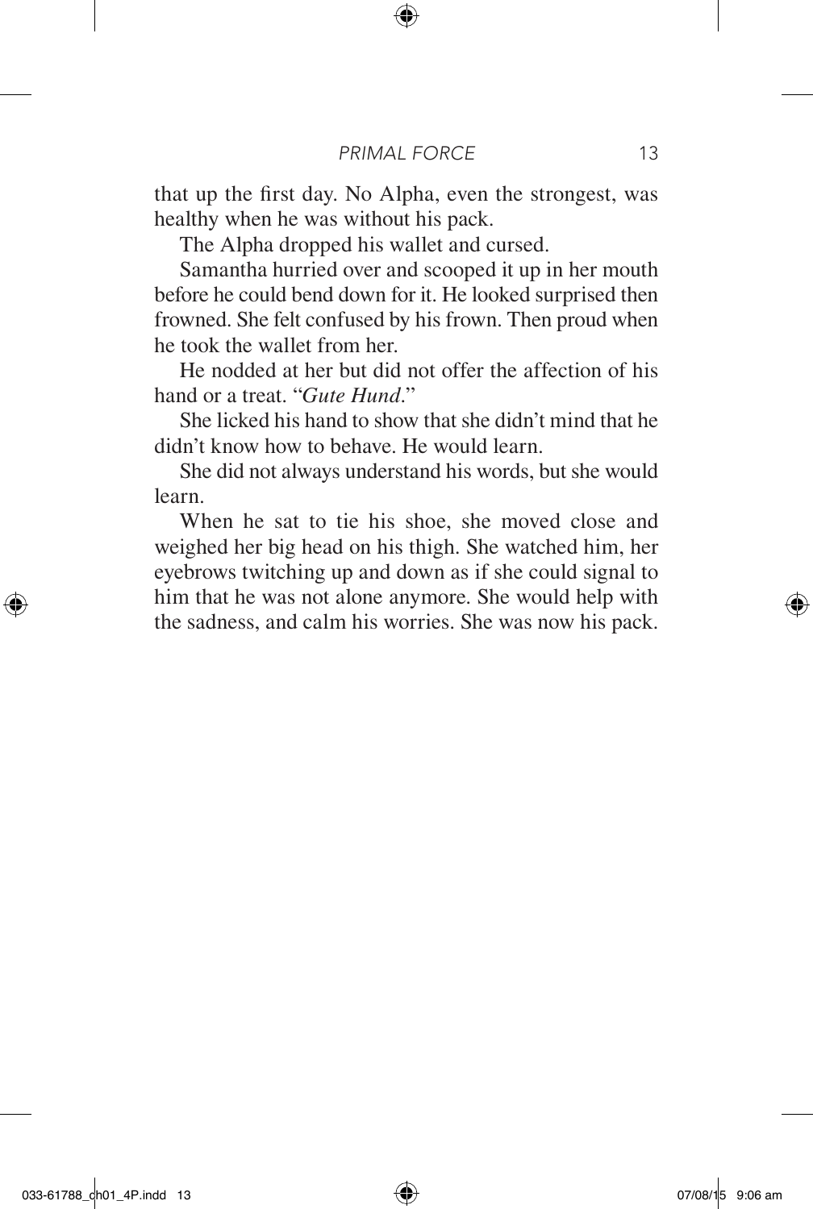that up the first day. No Alpha, even the strongest, was healthy when he was without his pack.

The Alpha dropped his wallet and cursed.

Samantha hurried over and scooped it up in her mouth before he could bend down for it. He looked surprised then frowned. She felt confused by his frown. Then proud when he took the wallet from her.

He nodded at her but did not offer the affection of his hand or a treat. "*Gute Hund*."

She licked his hand to show that she didn't mind that he didn't know how to behave. He would learn.

She did not always understand his words, but she would learn.

When he sat to tie his shoe, she moved close and weighed her big head on his thigh. She watched him, her eyebrows twitching up and down as if she could signal to him that he was not alone anymore. She would help with the sadness, and calm his worries. She was now his pack.